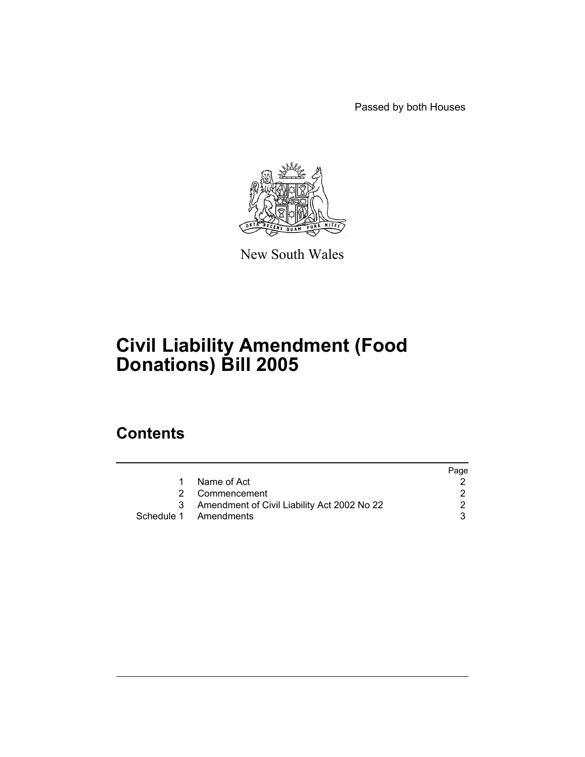Passed by both Houses

New South Wales

# Civil Liability Amendment (Food Donations) Bill 2005

## Contents

| | | Page |
|---|---|---|
| 1 | Name of Act | 2 |
| 2 | Commencement | 2 |
| 3 | Amendment of Civil Liability Act 2002 No 22 | 2 |
| Schedule 1 | Amendments | 3 |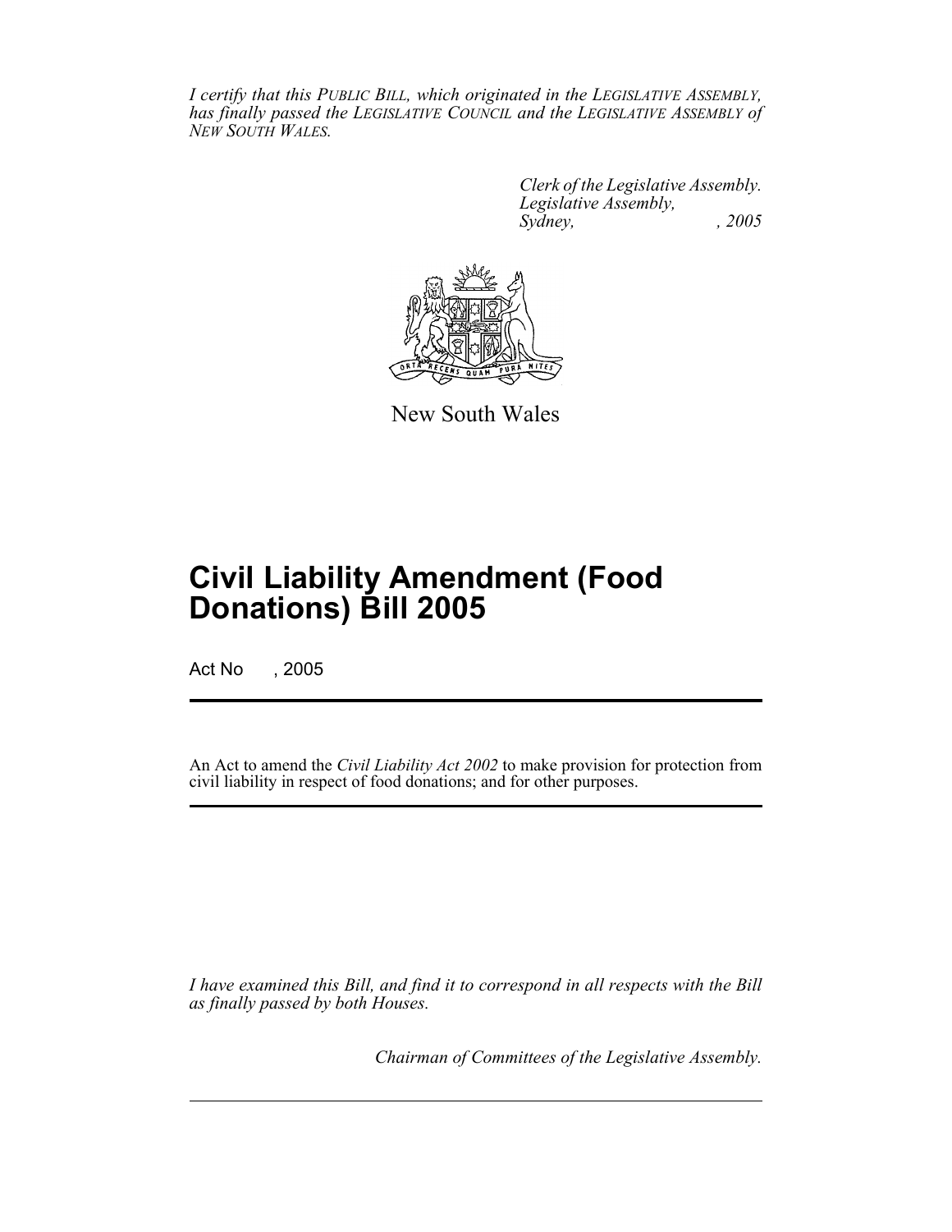*I certify that this PUBLIC BILL, which originated in the LEGISLATIVE ASSEMBLY, has finally passed the LEGISLATIVE COUNCIL and the LEGISLATIVE ASSEMBLY of NEW SOUTH WALES.*

*Clerk of the Legislative Assembly.*
*Legislative Assembly,*
*Sydney, , 2005*

New South Wales

# Civil Liability Amendment (Food Donations) Bill 2005

Act No , 2005

---

An Act to amend the *Civil Liability Act 2002* to make provision for protection from civil liability in respect of food donations; and for other purposes.

---

*I have examined this Bill, and find it to correspond in all respects with the Bill as finally passed by both Houses.*

*Chairman of Committees of the Legislative Assembly.*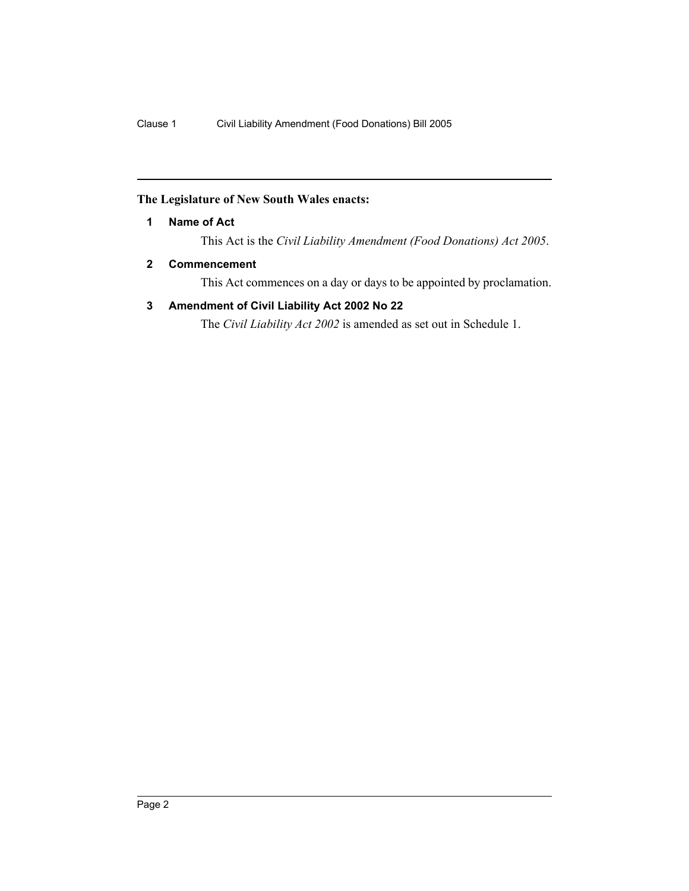**The Legislature of New South Wales enacts:**

### 1 Name of Act

This Act is the *Civil Liability Amendment (Food Donations) Act 2005*.

### 2 Commencement

This Act commences on a day or days to be appointed by proclamation.

### 3 Amendment of Civil Liability Act 2002 No 22

The *Civil Liability Act 2002* is amended as set out in Schedule 1.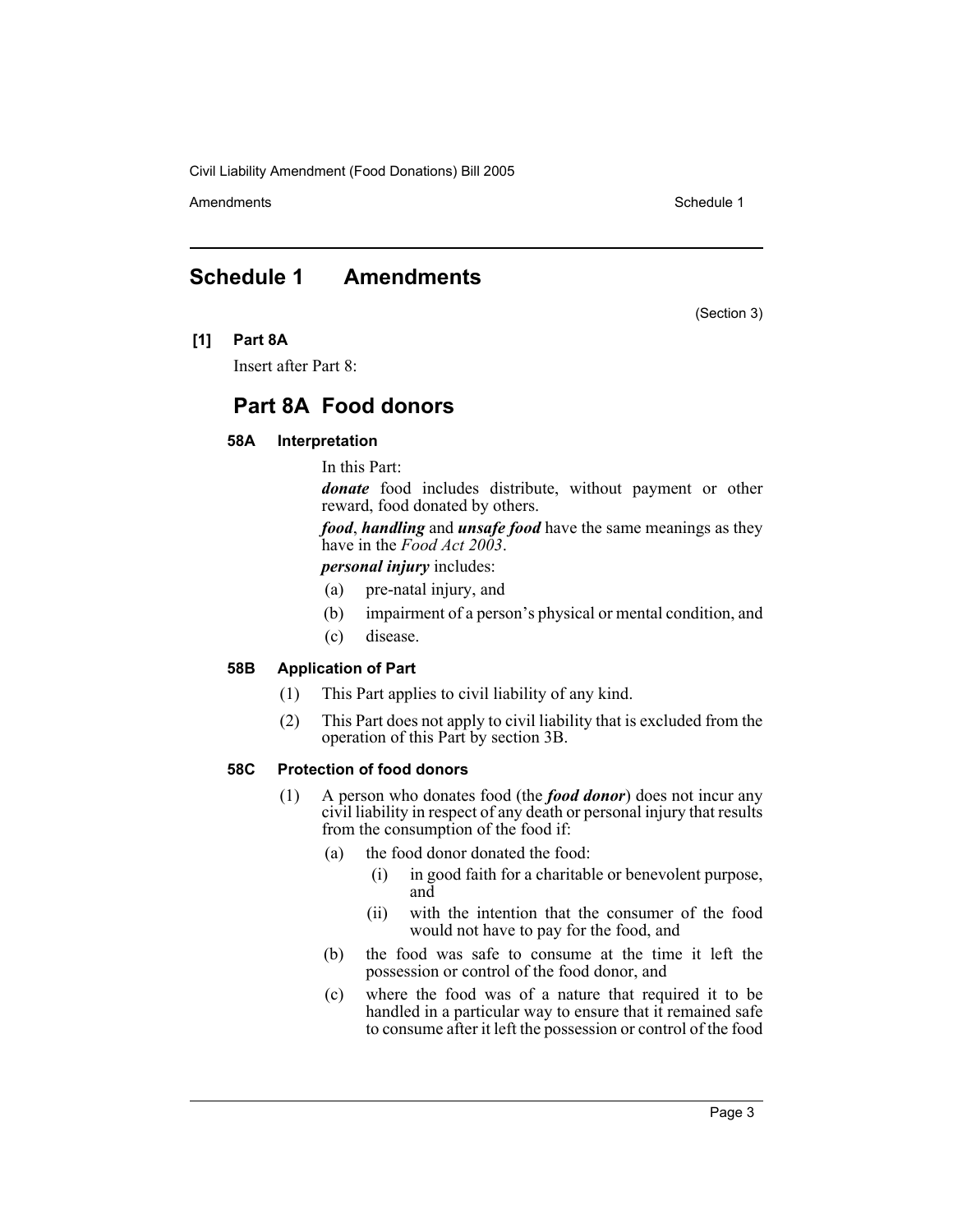# Schedule 1 Amendments

(Section 3)

**[1] Part 8A**

Insert after Part 8:

## Part 8A Food donors

### 58A Interpretation

In this Part:

***donate*** food includes distribute, without payment or other reward, food donated by others.

***food***, ***handling*** and ***unsafe food*** have the same meanings as they have in the *Food Act 2003*.

***personal injury*** includes:

(a) pre-natal injury, and

(b) impairment of a person's physical or mental condition, and

(c) disease.

### 58B Application of Part

(1) This Part applies to civil liability of any kind.

(2) This Part does not apply to civil liability that is excluded from the operation of this Part by section 3B.

### 58C Protection of food donors

(1) A person who donates food (the ***food donor***) does not incur any civil liability in respect of any death or personal injury that results from the consumption of the food if:

(a) the food donor donated the food:

(i) in good faith for a charitable or benevolent purpose, and

(ii) with the intention that the consumer of the food would not have to pay for the food, and

(b) the food was safe to consume at the time it left the possession or control of the food donor, and

(c) where the food was of a nature that required it to be handled in a particular way to ensure that it remained safe to consume after it left the possession or control of the food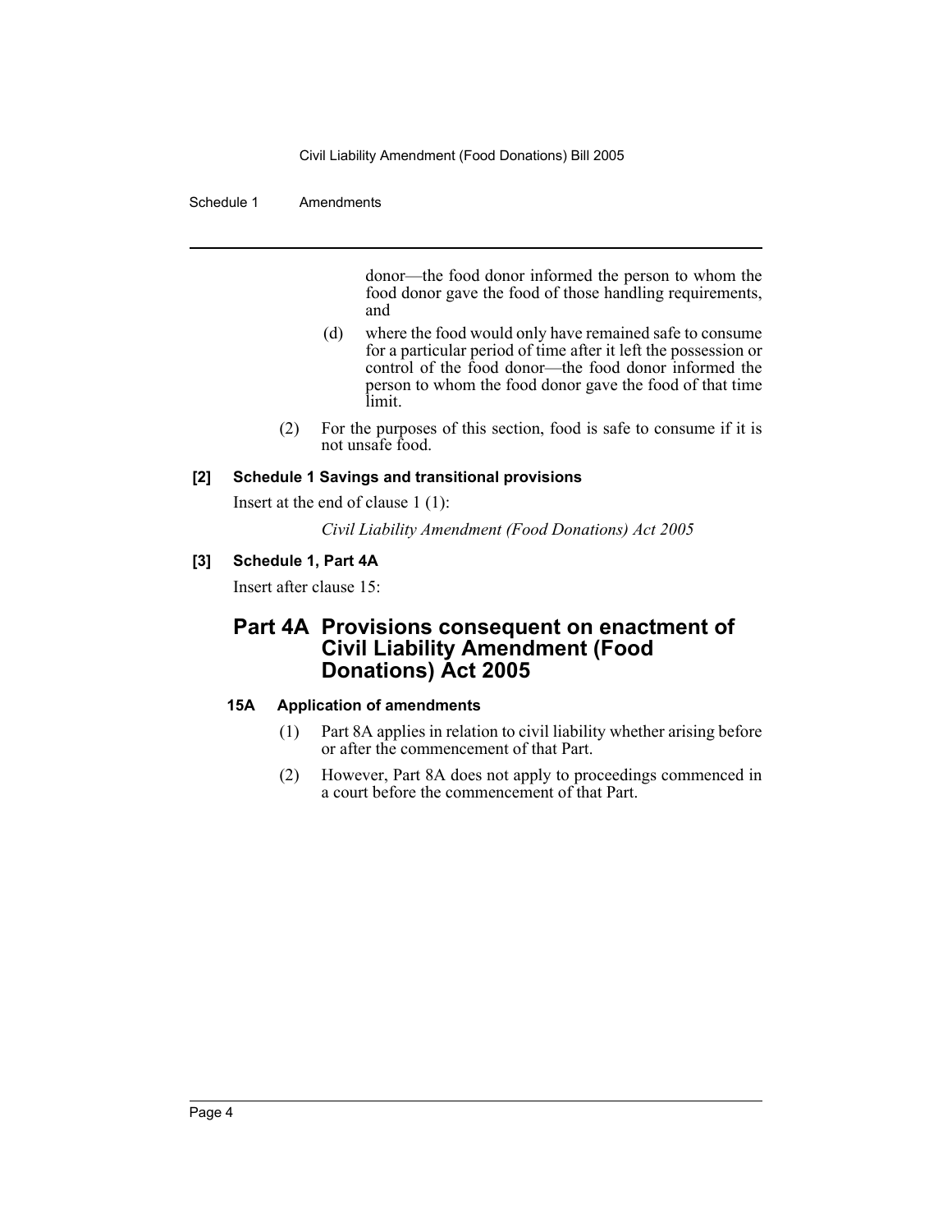donor—the food donor informed the person to whom the food donor gave the food of those handling requirements, and

(d) where the food would only have remained safe to consume for a particular period of time after it left the possession or control of the food donor—the food donor informed the person to whom the food donor gave the food of that time limit.

(2) For the purposes of this section, food is safe to consume if it is not unsafe food.

**[2] Schedule 1 Savings and transitional provisions**

Insert at the end of clause 1 (1):

*Civil Liability Amendment (Food Donations) Act 2005*

**[3] Schedule 1, Part 4A**

Insert after clause 15:

## Part 4A Provisions consequent on enactment of Civil Liability Amendment (Food Donations) Act 2005

### 15A Application of amendments

(1) Part 8A applies in relation to civil liability whether arising before or after the commencement of that Part.

(2) However, Part 8A does not apply to proceedings commenced in a court before the commencement of that Part.